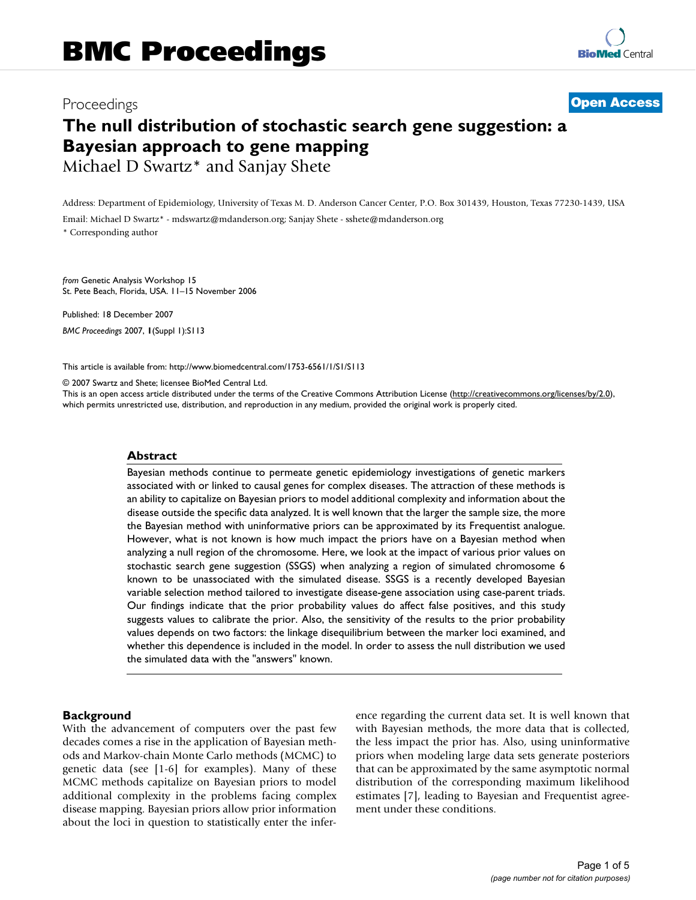Proceedings

**Open Access**

# The null distribution of stochastic search gene suggestion: a Bayesian approach to gene mapping

Michael D Swartz* and Sanjay Shete

Address: Department of Epidemiology, University of Texas M. D. Anderson Cancer Center, P.O. Box 301439, Houston, Texas 77230-1439, USA

Email: Michael D Swartz* - mdswartz@mdanderson.org; Sanjay Shete - sshete@mdanderson.org

* Corresponding author

*from* Genetic Analysis Workshop 15
St. Pete Beach, Florida, USA. 11–15 November 2006

Published: 18 December 2007

*BMC Proceedings* 2007, **1**(Suppl 1):S113

This article is available from: http://www.biomedcentral.com/1753-6561/1/S1/S113

© 2007 Swartz and Shete; licensee BioMed Central Ltd.
This is an open access article distributed under the terms of the Creative Commons Attribution License (http://creativecommons.org/licenses/by/2.0), which permits unrestricted use, distribution, and reproduction in any medium, provided the original work is properly cited.

## Abstract

Bayesian methods continue to permeate genetic epidemiology investigations of genetic markers associated with or linked to causal genes for complex diseases. The attraction of these methods is an ability to capitalize on Bayesian priors to model additional complexity and information about the disease outside the specific data analyzed. It is well known that the larger the sample size, the more the Bayesian method with uninformative priors can be approximated by its Frequentist analogue. However, what is not known is how much impact the priors have on a Bayesian method when analyzing a null region of the chromosome. Here, we look at the impact of various prior values on stochastic search gene suggestion (SSGS) when analyzing a region of simulated chromosome 6 known to be unassociated with the simulated disease. SSGS is a recently developed Bayesian variable selection method tailored to investigate disease-gene association using case-parent triads. Our findings indicate that the prior probability values do affect false positives, and this study suggests values to calibrate the prior. Also, the sensitivity of the results to the prior probability values depends on two factors: the linkage disequilibrium between the marker loci examined, and whether this dependence is included in the model. In order to assess the null distribution we used the simulated data with the "answers" known.

## Background

With the advancement of computers over the past few decades comes a rise in the application of Bayesian methods and Markov-chain Monte Carlo methods (MCMC) to genetic data (see [1-6] for examples). Many of these MCMC methods capitalize on Bayesian priors to model additional complexity in the problems facing complex disease mapping. Bayesian priors allow prior information about the loci in question to statistically enter the inference regarding the current data set. It is well known that with Bayesian methods, the more data that is collected, the less impact the prior has. Also, using uninformative priors when modeling large data sets generate posteriors that can be approximated by the same asymptotic normal distribution of the corresponding maximum likelihood estimates [7], leading to Bayesian and Frequentist agreement under these conditions.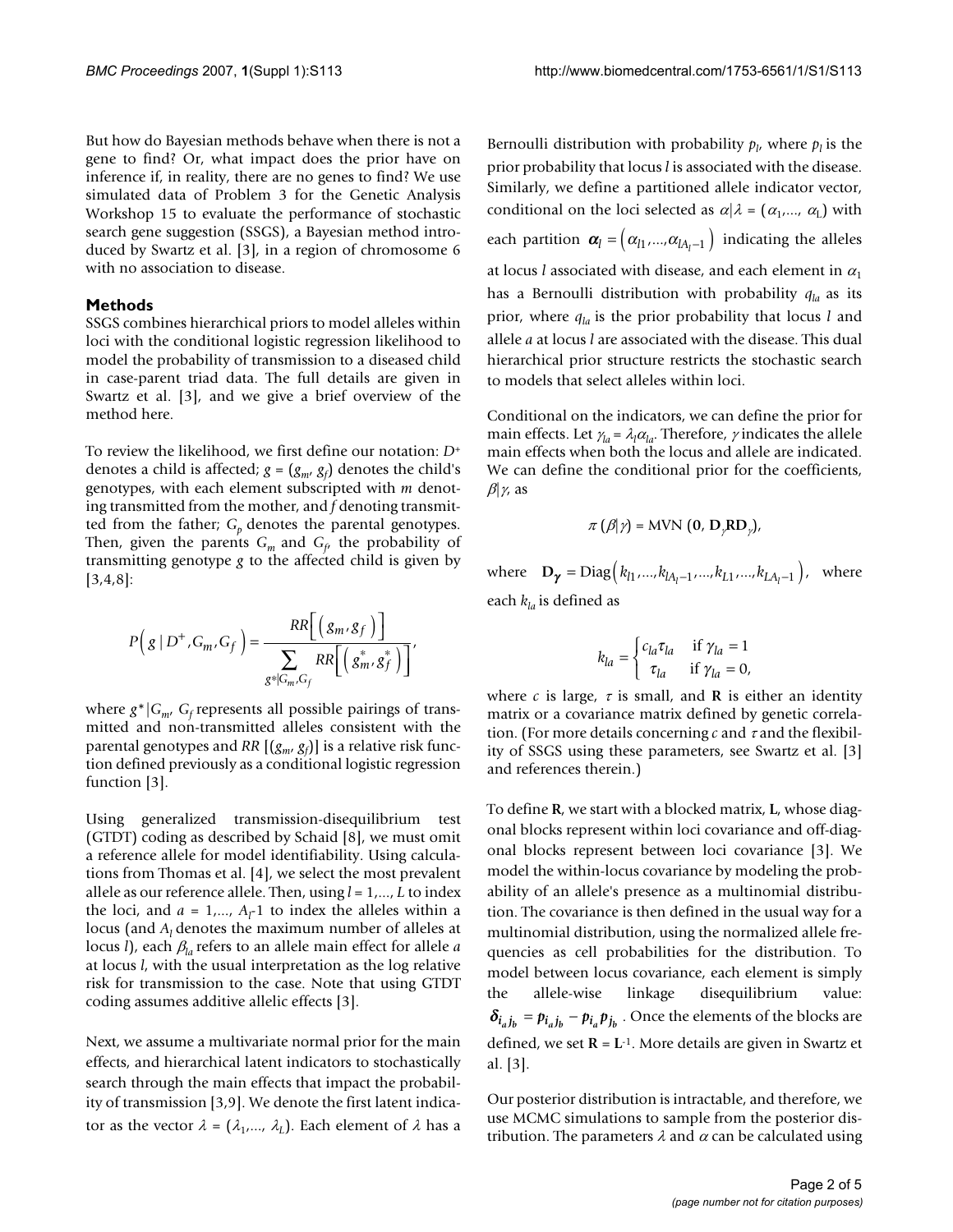But how do Bayesian methods behave when there is not a gene to find? Or, what impact does the prior have on inference if, in reality, there are no genes to find? We use simulated data of Problem 3 for the Genetic Analysis Workshop 15 to evaluate the performance of stochastic search gene suggestion (SSGS), a Bayesian method introduced by Swartz et al. [3], in a region of chromosome 6 with no association to disease.

## Methods

SSGS combines hierarchical priors to model alleles within loci with the conditional logistic regression likelihood to model the probability of transmission to a diseased child in case-parent triad data. The full details are given in Swartz et al. [3], and we give a brief overview of the method here.

To review the likelihood, we first define our notation: $D^+$ denotes a child is affected; $g = (g_m, g_f)$ denotes the child's genotypes, with each element subscripted with $m$ denoting transmitted from the mother, and $f$ denoting transmitted from the father; $G_p$ denotes the parental genotypes. Then, given the parents $G_m$ and $G_f$, the probability of transmitting genotype $g$ to the affected child is given by [3,4,8]:

$$P\left(g \mid D^+, G_m, G_f\right) = \frac{RR\left[\left(g_m, g_f\right)\right]}{\sum_{g^*|G_m, G_f} RR\left[\left(g_m^*, g_f^*\right)\right]},$$

where $g^*|G_m, G_f$ represents all possible pairings of transmitted and non-transmitted alleles consistent with the parental genotypes and $RR\ [(g_m, g_f)]$ is a relative risk function defined previously as a conditional logistic regression function [3].

Using generalized transmission-disequilibrium test (GTDT) coding as described by Schaid [8], we must omit a reference allele for model identifiability. Using calculations from Thomas et al. [4], we select the most prevalent allele as our reference allele. Then, using $l = 1,..., L$ to index the loci, and $a = 1,..., A_l$-1 to index the alleles within a locus (and $A_l$ denotes the maximum number of alleles at locus $l$), each $\beta_{la}$ refers to an allele main effect for allele $a$ at locus $l$, with the usual interpretation as the log relative risk for transmission to the case. Note that using GTDT coding assumes additive allelic effects [3].

Next, we assume a multivariate normal prior for the main effects, and hierarchical latent indicators to stochastically search through the main effects that impact the probability of transmission [3,9]. We denote the first latent indicator as the vector $\lambda = (\lambda_1,..., \lambda_L)$. Each element of $\lambda$ has a Bernoulli distribution with probability $p_l$, where $p_l$ is the prior probability that locus $l$ is associated with the disease. Similarly, we define a partitioned allele indicator vector, conditional on the loci selected as $\alpha|\lambda = (\alpha_1,..., \alpha_L)$ with each partition $\boldsymbol{\alpha}_l = \left(\alpha_{l1},...,\alpha_{lA_l-1}\right)$ indicating the alleles at locus $l$ associated with disease, and each element in $\alpha_1$ has a Bernoulli distribution with probability $q_{la}$ as its prior, where $q_{la}$ is the prior probability that locus $l$ and allele $a$ at locus $l$ are associated with the disease. This dual hierarchical prior structure restricts the stochastic search to models that select alleles within loci.

Conditional on the indicators, we can define the prior for main effects. Let $\gamma_{la} = \lambda_l\alpha_{la}$. Therefore, $\gamma$ indicates the allele main effects when both the locus and allele are indicated. We can define the conditional prior for the coefficients, $\beta|\gamma$, as

$$\pi\left(\beta|\gamma\right) = \text{MVN}\left(\mathbf{0}, \mathbf{D}_\gamma \mathbf{R} \mathbf{D}_\gamma\right),$$

where $\mathbf{D}_\gamma = \text{Diag}\left(k_{l1},...,k_{lA_l-1},...,k_{L1},...,k_{LA_l-1}\right)$, where each $k_{la}$ is defined as

$$k_{la} = \begin{cases} c_{la}\tau_{la} & \text{if } \gamma_{la} = 1 \\ \tau_{la} & \text{if } \gamma_{la} = 0, \end{cases}$$

where $c$ is large, $\tau$ is small, and $\mathbf{R}$ is either an identity matrix or a covariance matrix defined by genetic correlation. (For more details concerning $c$ and $\tau$ and the flexibility of SSGS using these parameters, see Swartz et al. [3] and references therein.)

To define $\mathbf{R}$, we start with a blocked matrix, $\mathbf{L}$, whose diagonal blocks represent within loci covariance and off-diagonal blocks represent between loci covariance [3]. We model the within-locus covariance by modeling the probability of an allele's presence as a multinomial distribution. The covariance is then defined in the usual way for a multinomial distribution, using the normalized allele frequencies as cell probabilities for the distribution. To model between locus covariance, each element is simply the allele-wise linkage disequilibrium value: $\boldsymbol{\delta}_{i_a j_b} = \boldsymbol{p}_{i_a j_b} - \boldsymbol{p}_{i_a}\boldsymbol{p}_{j_b}$. Once the elements of the blocks are defined, we set $\mathbf{R} = \mathbf{L}^{-1}$. More details are given in Swartz et al. [3].

Our posterior distribution is intractable, and therefore, we use MCMC simulations to sample from the posterior distribution. The parameters $\lambda$ and $\alpha$ can be calculated using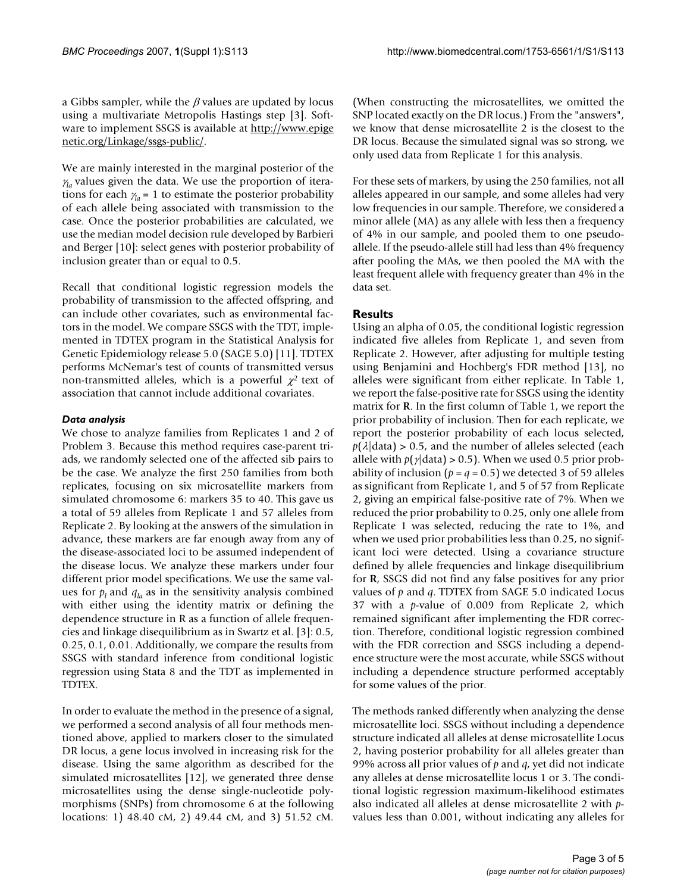a Gibbs sampler, while the $\beta$ values are updated by locus using a multivariate Metropolis Hastings step [3]. Software to implement SSGS is available at http://www.epigenetic.org/Linkage/ssgs-public/.

We are mainly interested in the marginal posterior of the $\gamma_{la}$ values given the data. We use the proportion of iterations for each $\gamma_{la} = 1$ to estimate the posterior probability of each allele being associated with transmission to the case. Once the posterior probabilities are calculated, we use the median model decision rule developed by Barbieri and Berger [10]: select genes with posterior probability of inclusion greater than or equal to 0.5.

Recall that conditional logistic regression models the probability of transmission to the affected offspring, and can include other covariates, such as environmental factors in the model. We compare SSGS with the TDT, implemented in TDTEX program in the Statistical Analysis for Genetic Epidemiology release 5.0 (SAGE 5.0) [11]. TDTEX performs McNemar's test of counts of transmitted versus non-transmitted alleles, which is a powerful $\chi^2$ text of association that cannot include additional covariates.

### Data analysis

We chose to analyze families from Replicates 1 and 2 of Problem 3. Because this method requires case-parent triads, we randomly selected one of the affected sib pairs to be the case. We analyze the first 250 families from both replicates, focusing on six microsatellite markers from simulated chromosome 6: markers 35 to 40. This gave us a total of 59 alleles from Replicate 1 and 57 alleles from Replicate 2. By looking at the answers of the simulation in advance, these markers are far enough away from any of the disease-associated loci to be assumed independent of the disease locus. We analyze these markers under four different prior model specifications. We use the same values for $p_l$ and $q_{la}$ as in the sensitivity analysis combined with either using the identity matrix or defining the dependence structure in R as a function of allele frequencies and linkage disequilibrium as in Swartz et al. [3]: 0.5, 0.25, 0.1, 0.01. Additionally, we compare the results from SSGS with standard inference from conditional logistic regression using Stata 8 and the TDT as implemented in TDTEX.

In order to evaluate the method in the presence of a signal, we performed a second analysis of all four methods mentioned above, applied to markers closer to the simulated DR locus, a gene locus involved in increasing risk for the disease. Using the same algorithm as described for the simulated microsatellites [12], we generated three dense microsatellites using the dense single-nucleotide polymorphisms (SNPs) from chromosome 6 at the following locations: 1) 48.40 cM, 2) 49.44 cM, and 3) 51.52 cM. (When constructing the microsatellites, we omitted the SNP located exactly on the DR locus.) From the "answers", we know that dense microsatellite 2 is the closest to the DR locus. Because the simulated signal was so strong, we only used data from Replicate 1 for this analysis.

For these sets of markers, by using the 250 families, not all alleles appeared in our sample, and some alleles had very low frequencies in our sample. Therefore, we considered a minor allele (MA) as any allele with less then a frequency of 4% in our sample, and pooled them to one pseudo-allele. If the pseudo-allele still had less than 4% frequency after pooling the MAs, we then pooled the MA with the least frequent allele with frequency greater than 4% in the data set.

## Results

Using an alpha of 0.05, the conditional logistic regression indicated five alleles from Replicate 1, and seven from Replicate 2. However, after adjusting for multiple testing using Benjamini and Hochberg's FDR method [13], no alleles were significant from either replicate. In Table 1, we report the false-positive rate for SSGS using the identity matrix for **R**. In the first column of Table 1, we report the prior probability of inclusion. Then for each replicate, we report the posterior probability of each locus selected, $p(\lambda|\text{data}) > 0.5$, and the number of alleles selected (each allele with $p(\gamma|\text{data}) > 0.5$). When we used 0.5 prior probability of inclusion ($p = q = 0.5$) we detected 3 of 59 alleles as significant from Replicate 1, and 5 of 57 from Replicate 2, giving an empirical false-positive rate of 7%. When we reduced the prior probability to 0.25, only one allele from Replicate 1 was selected, reducing the rate to 1%, and when we used prior probabilities less than 0.25, no significant loci were detected. Using a covariance structure defined by allele frequencies and linkage disequilibrium for **R**, SSGS did not find any false positives for any prior values of $p$ and $q$. TDTEX from SAGE 5.0 indicated Locus 37 with a $p$-value of 0.009 from Replicate 2, which remained significant after implementing the FDR correction. Therefore, conditional logistic regression combined with the FDR correction and SSGS including a dependence structure were the most accurate, while SSGS without including a dependence structure performed acceptably for some values of the prior.

The methods ranked differently when analyzing the dense microsatellite loci. SSGS without including a dependence structure indicated all alleles at dense microsatellite Locus 2, having posterior probability for all alleles greater than 99% across all prior values of $p$ and $q$, yet did not indicate any alleles at dense microsatellite locus 1 or 3. The conditional logistic regression maximum-likelihood estimates also indicated all alleles at dense microsatellite 2 with $p$-values less than 0.001, without indicating any alleles for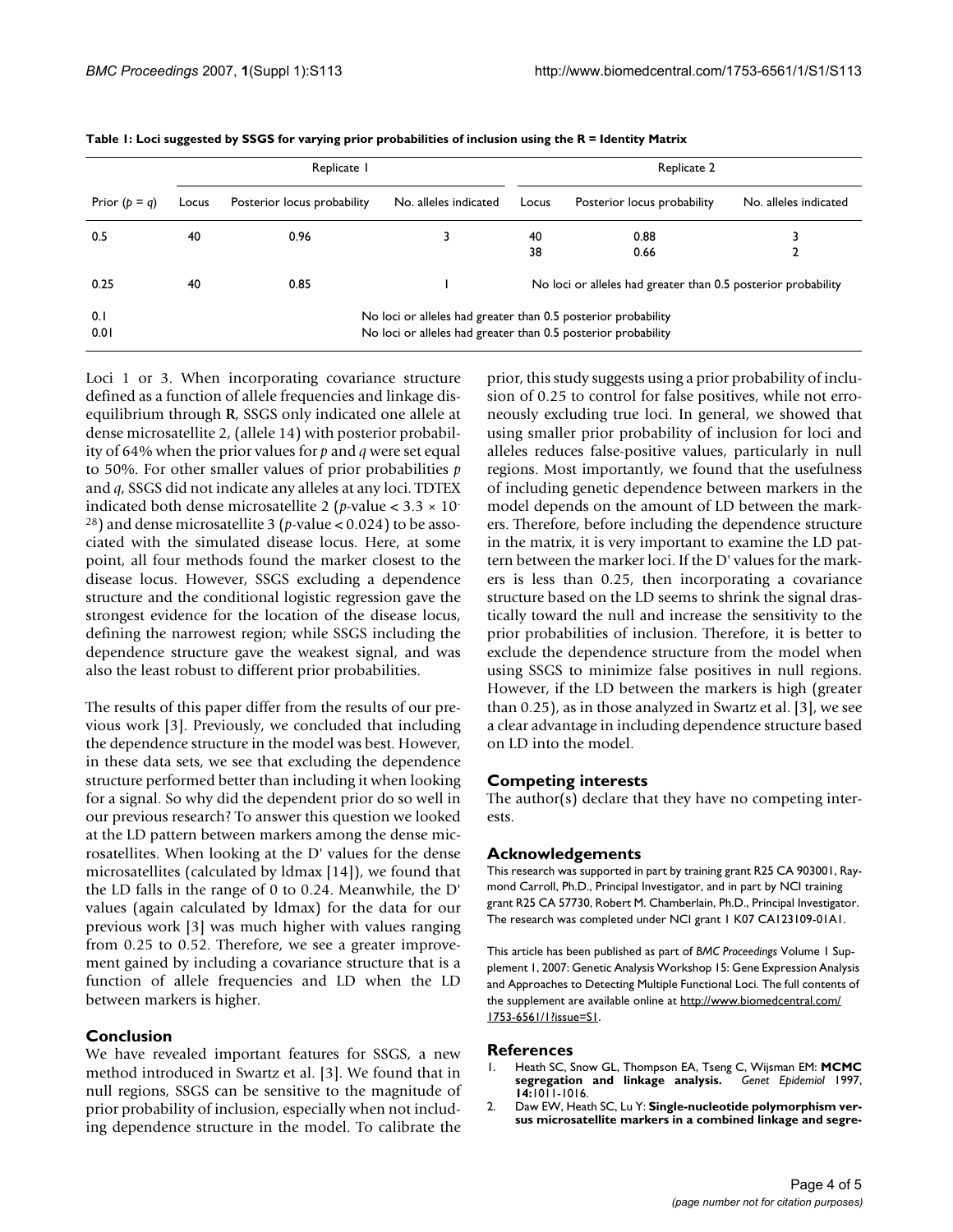**Table 1: Loci suggested by SSGS for varying prior probabilities of inclusion using the R = Identity Matrix**

| | Replicate 1 | | | Replicate 2 | | |
|---|---|---|---|---|---|---|
| Prior ($p = q$) | Locus | Posterior locus probability | No. alleles indicated | Locus | Posterior locus probability | No. alleles indicated |
| 0.5 | 40 | 0.96 | 3 | 40 | 0.88 | 3 |
| | | | | 38 | 0.66 | 2 |
| 0.25 | 40 | 0.85 | 1 | No loci or alleles had greater than 0.5 posterior probability | | |
| 0.1 | No loci or alleles had greater than 0.5 posterior probability | | | | | |
| 0.01 | No loci or alleles had greater than 0.5 posterior probability | | | | | |

Loci 1 or 3. When incorporating covariance structure defined as a function of allele frequencies and linkage disequilibrium through **R**, SSGS only indicated one allele at dense microsatellite 2, (allele 14) with posterior probability of 64% when the prior values for $p$ and $q$ were set equal to 50%. For other smaller values of prior probabilities $p$ and $q$, SSGS did not indicate any alleles at any loci. TDTEX indicated both dense microsatellite 2 ($p$-value $< 3.3 \times 10^{-28}$) and dense microsatellite 3 ($p$-value $< 0.024$) to be associated with the simulated disease locus. Here, at some point, all four methods found the marker closest to the disease locus. However, SSGS excluding a dependence structure and the conditional logistic regression gave the strongest evidence for the location of the disease locus, defining the narrowest region; while SSGS including the dependence structure gave the weakest signal, and was also the least robust to different prior probabilities.

The results of this paper differ from the results of our previous work [3]. Previously, we concluded that including the dependence structure in the model was best. However, in these data sets, we see that excluding the dependence structure performed better than including it when looking for a signal. So why did the dependent prior do so well in our previous research? To answer this question we looked at the LD pattern between markers among the dense microsatellites. When looking at the D' values for the dense microsatellites (calculated by ldmax [14]), we found that the LD falls in the range of 0 to 0.24. Meanwhile, the D' values (again calculated by ldmax) for the data for our previous work [3] was much higher with values ranging from 0.25 to 0.52. Therefore, we see a greater improvement gained by including a covariance structure that is a function of allele frequencies and LD when the LD between markers is higher.

## Conclusion

We have revealed important features for SSGS, a new method introduced in Swartz et al. [3]. We found that in null regions, SSGS can be sensitive to the magnitude of prior probability of inclusion, especially when not including dependence structure in the model. To calibrate the prior, this study suggests using a prior probability of inclusion of 0.25 to control for false positives, while not erroneously excluding true loci. In general, we showed that using smaller prior probability of inclusion for loci and alleles reduces false-positive values, particularly in null regions. Most importantly, we found that the usefulness of including genetic dependence between markers in the model depends on the amount of LD between the markers. Therefore, before including the dependence structure in the matrix, it is very important to examine the LD pattern between the marker loci. If the D' values for the markers is less than 0.25, then incorporating a covariance structure based on the LD seems to shrink the signal drastically toward the null and increase the sensitivity to the prior probabilities of inclusion. Therefore, it is better to exclude the dependence structure from the model when using SSGS to minimize false positives in null regions. However, if the LD between the markers is high (greater than 0.25), as in those analyzed in Swartz et al. [3], we see a clear advantage in including dependence structure based on LD into the model.

## Competing interests

The author(s) declare that they have no competing interests.

## Acknowledgements

This research was supported in part by training grant R25 CA 903001, Raymond Carroll, Ph.D., Principal Investigator, and in part by NCI training grant R25 CA 57730, Robert M. Chamberlain, Ph.D., Principal Investigator. The research was completed under NCI grant 1 K07 CA123109-01A1.

This article has been published as part of *BMC Proceedings* Volume 1 Supplement 1, 2007: Genetic Analysis Workshop 15: Gene Expression Analysis and Approaches to Detecting Multiple Functional Loci. The full contents of the supplement are available online at http://www.biomedcentral.com/1753-6561/1?issue=S1.

## References

1. Heath SC, Snow GL, Thompson EA, Tseng C, Wijsman EM: **MCMC segregation and linkage analysis.** *Genet Epidemiol* 1997, **14**:1011-1016.
2. Daw EW, Heath SC, Lu Y: **Single-nucleotide polymorphism versus microsatellite markers in a combined linkage and segre-**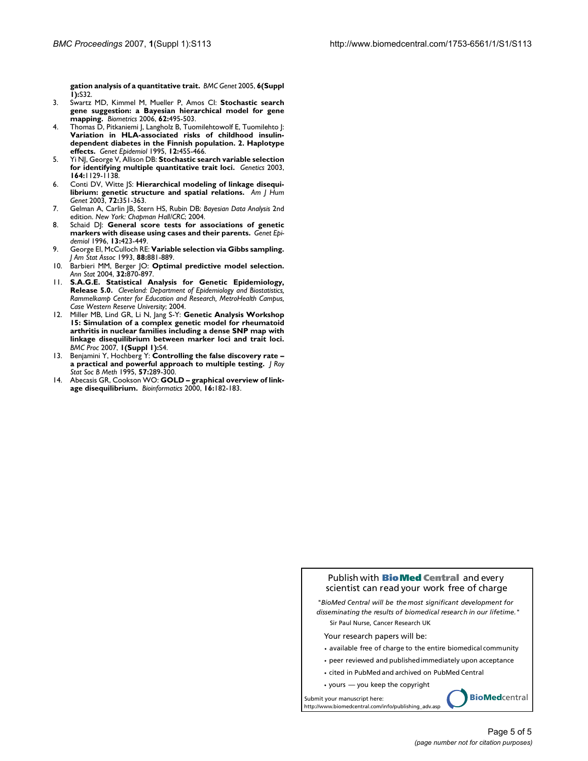gation analysis of a quantitative trait.** *BMC Genet* 2005, **6(Suppl 1):**S32.

3. Swartz MD, Kimmel M, Mueller P, Amos CI: **Stochastic search gene suggestion: a Bayesian hierarchical model for gene mapping.** *Biometrics* 2006, **62:**495-503.
4. Thomas D, Pitkaniemi J, Langholz B, Tuomilehtowolf E, Tuomilehto J: **Variation in HLA-associated risks of childhood insulin-dependent diabetes in the Finnish population. 2. Haplotype effects.** *Genet Epidemiol* 1995, **12:**455-466.
5. Yi NJ, George V, Allison DB: **Stochastic search variable selection for identifying multiple quantitative trait loci.** *Genetics* 2003, **164:**1129-1138.
6. Conti DV, Witte JS: **Hierarchical modeling of linkage disequilibrium: genetic structure and spatial relations.** *Am J Hum Genet* 2003, **72:**351-363.
7. Gelman A, Carlin JB, Stern HS, Rubin DB: *Bayesian Data Analysis* 2nd edition. *New York: Chapman Hall/CRC*; 2004.
8. Schaid DJ: **General score tests for associations of genetic markers with disease using cases and their parents.** *Genet Epidemiol* 1996, **13:**423-449.
9. George EI, McCulloch RE: **Variable selection via Gibbs sampling.** *J Am Stat Assoc* 1993, **88:**881-889.
10. Barbieri MM, Berger JO: **Optimal predictive model selection.** *Ann Stat* 2004, **32:**870-897.
11. **S.A.G.E. Statistical Analysis for Genetic Epidemiology, Release 5.0.** *Cleveland: Department of Epidemiology and Biostatistics, Rammelkamp Center for Education and Research, MetroHealth Campus, Case Western Reserve University*; 2004.
12. Miller MB, Lind GR, Li N, Jang S-Y: **Genetic Analysis Workshop 15: Simulation of a complex genetic model for rheumatoid arthritis in nuclear families including a dense SNP map with linkage disequilibrium between marker loci and trait loci.** *BMC Proc* 2007, **1(Suppl 1):**S4.
13. Benjamini Y, Hochberg Y: **Controlling the false discovery rate – a practical and powerful approach to multiple testing.** *J Roy Stat Soc B Meth* 1995, **57:**289-300.
14. Abecasis GR, Cookson WO: **GOLD – graphical overview of linkage disequilibrium.** *Bioinformatics* 2000, **16:**182-183.

Publish with **BioMed Central** and every scientist can read your work free of charge

*"BioMed Central will be the most significant development for disseminating the results of biomedical research in our lifetime."*

Sir Paul Nurse, Cancer Research UK

Your research papers will be:

- available free of charge to the entire biomedical community
- peer reviewed and published immediately upon acceptance
- cited in PubMed and archived on PubMed Central
- yours — you keep the copyright

Submit your manuscript here:
http://www.biomedcentral.com/info/publishing_adv.asp

BioMedcentral